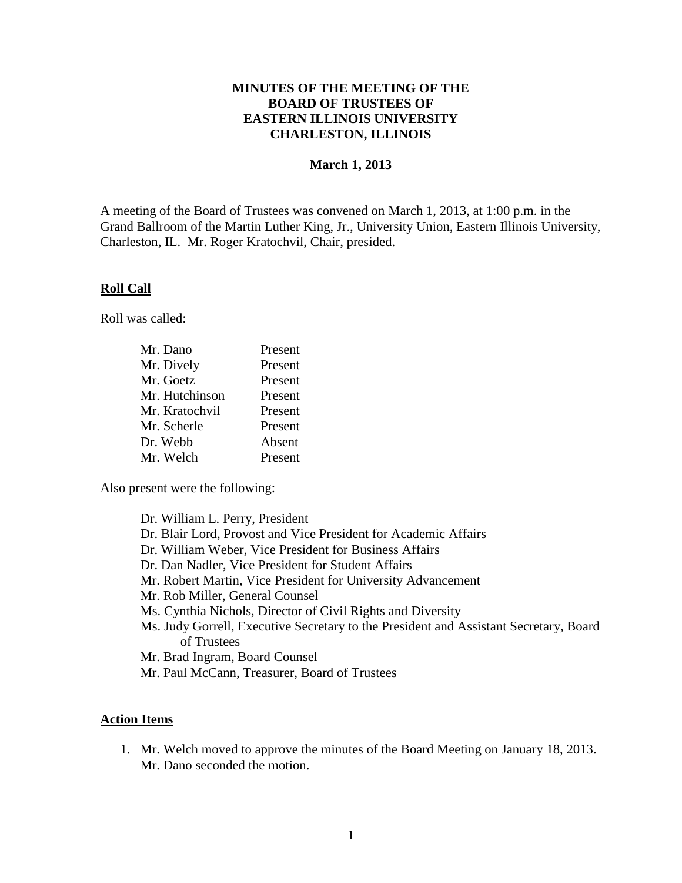# MINUTES OF THE MEETING OF THE BOARD OF TRUSTEES OF EASTERN ILLINOIS UNIVERSITY CHARLESTON, ILLINOIS

**March 1, 2013**

A meeting of the Board of Trustees was convened on March 1, 2013, at 1:00 p.m. in the Grand Ballroom of the Martin Luther King, Jr., University Union, Eastern Illinois University, Charleston, IL. Mr. Roger Kratochvil, Chair, presided.

## Roll Call

Roll was called:

| | |
|---|---|
| Mr. Dano | Present |
| Mr. Dively | Present |
| Mr. Goetz | Present |
| Mr. Hutchinson | Present |
| Mr. Kratochvil | Present |
| Mr. Scherle | Present |
| Dr. Webb | Absent |
| Mr. Welch | Present |

Also present were the following:

- Dr. William L. Perry, President
- Dr. Blair Lord, Provost and Vice President for Academic Affairs
- Dr. William Weber, Vice President for Business Affairs
- Dr. Dan Nadler, Vice President for Student Affairs
- Mr. Robert Martin, Vice President for University Advancement
- Mr. Rob Miller, General Counsel
- Ms. Cynthia Nichols, Director of Civil Rights and Diversity
- Ms. Judy Gorrell, Executive Secretary to the President and Assistant Secretary, Board of Trustees
- Mr. Brad Ingram, Board Counsel
- Mr. Paul McCann, Treasurer, Board of Trustees

## Action Items

1. Mr. Welch moved to approve the minutes of the Board Meeting on January 18, 2013. Mr. Dano seconded the motion.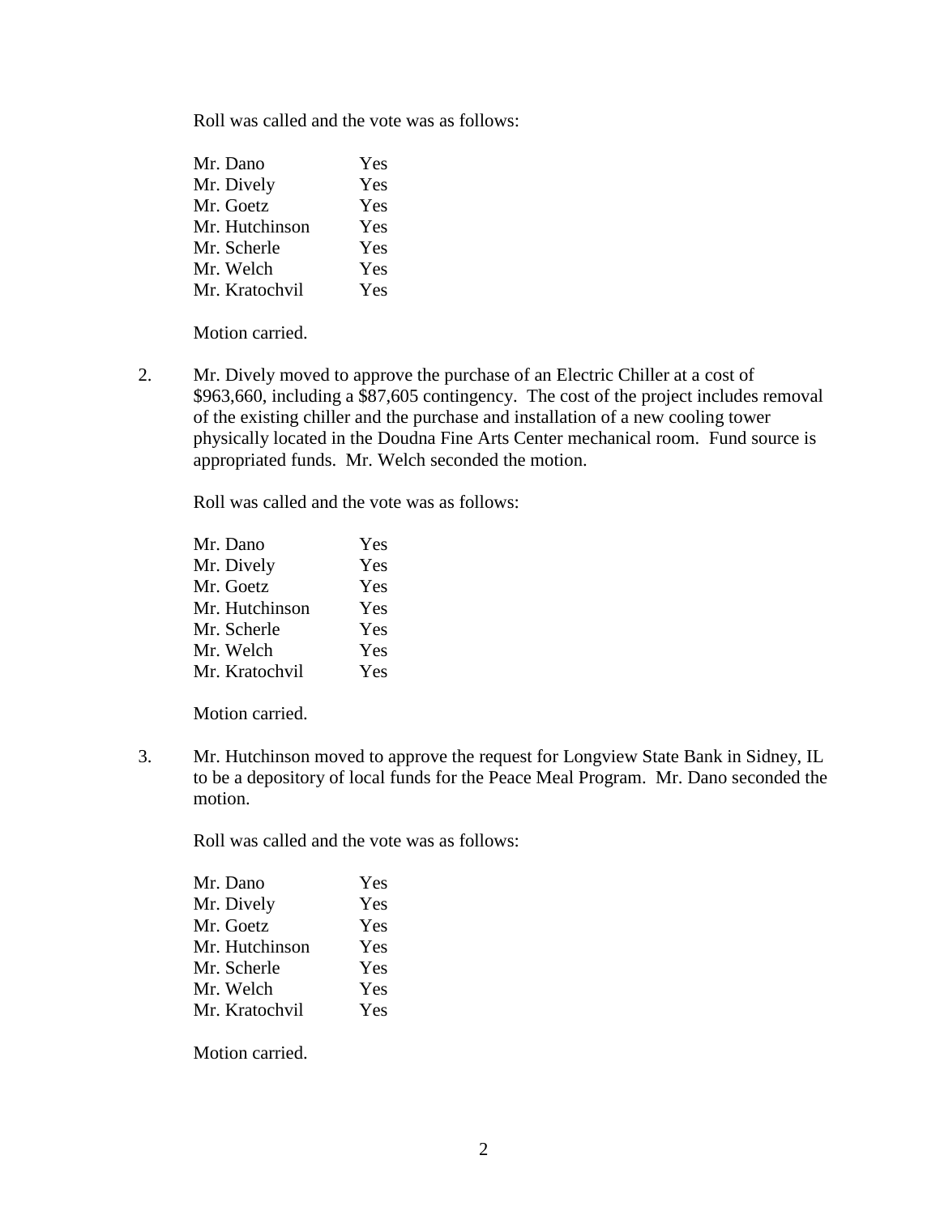Roll was called and the vote was as follows:

| | |
|---|---|
| Mr. Dano | Yes |
| Mr. Dively | Yes |
| Mr. Goetz | Yes |
| Mr. Hutchinson | Yes |
| Mr. Scherle | Yes |
| Mr. Welch | Yes |
| Mr. Kratochvil | Yes |

Motion carried.

2. Mr. Dively moved to approve the purchase of an Electric Chiller at a cost of $963,660, including a $87,605 contingency. The cost of the project includes removal of the existing chiller and the purchase and installation of a new cooling tower physically located in the Doudna Fine Arts Center mechanical room. Fund source is appropriated funds. Mr. Welch seconded the motion.

   Roll was called and the vote was as follows:

| | |
|---|---|
| Mr. Dano | Yes |
| Mr. Dively | Yes |
| Mr. Goetz | Yes |
| Mr. Hutchinson | Yes |
| Mr. Scherle | Yes |
| Mr. Welch | Yes |
| Mr. Kratochvil | Yes |

   Motion carried.

3. Mr. Hutchinson moved to approve the request for Longview State Bank in Sidney, IL to be a depository of local funds for the Peace Meal Program. Mr. Dano seconded the motion.

   Roll was called and the vote was as follows:

| | |
|---|---|
| Mr. Dano | Yes |
| Mr. Dively | Yes |
| Mr. Goetz | Yes |
| Mr. Hutchinson | Yes |
| Mr. Scherle | Yes |
| Mr. Welch | Yes |
| Mr. Kratochvil | Yes |

   Motion carried.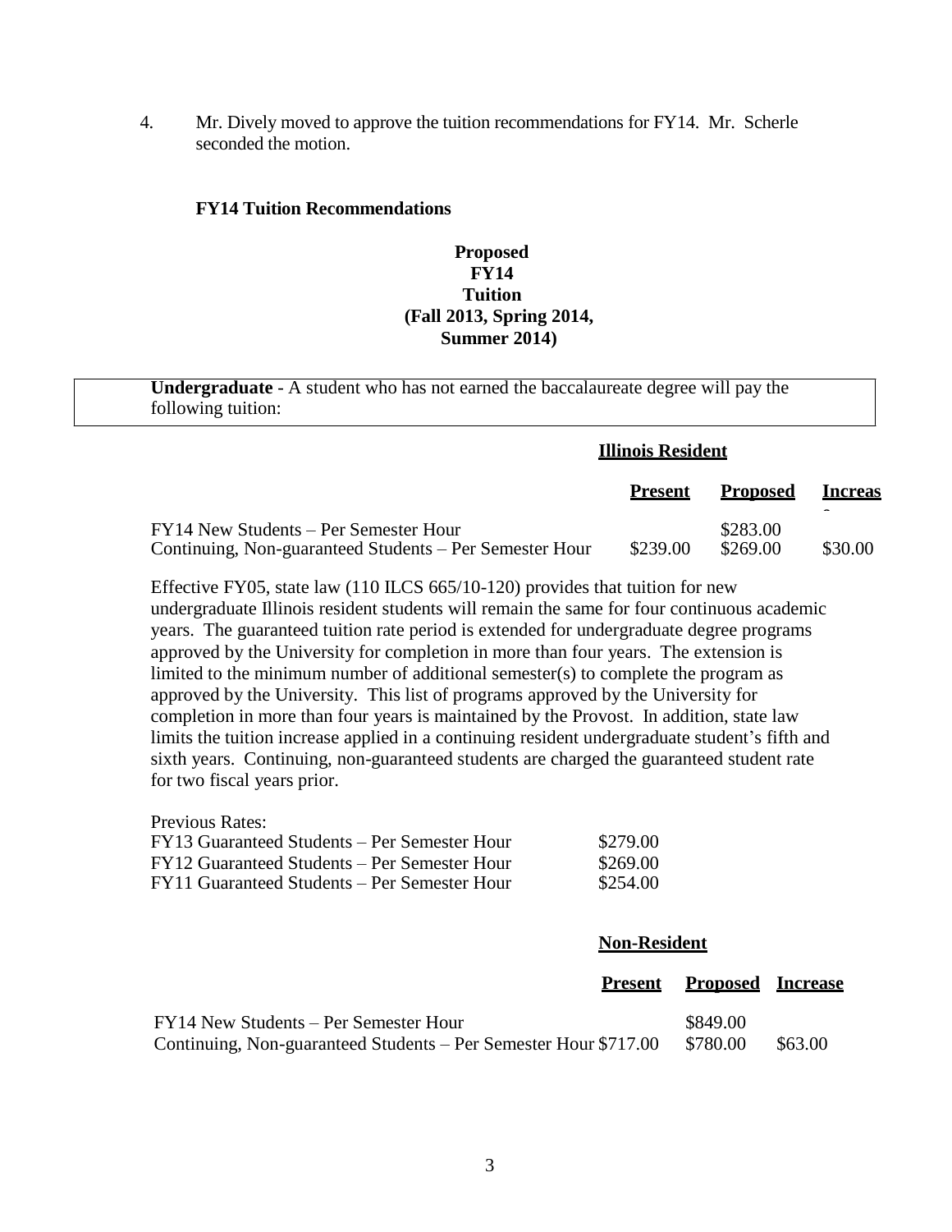4. Mr. Dively moved to approve the tuition recommendations for FY14. Mr. Scherle seconded the motion.

**FY14 Tuition Recommendations**

**Proposed**
**FY14**
**Tuition**
**(Fall 2013, Spring 2014,**
**Summer 2014)**

**Undergraduate** - A student who has not earned the baccalaureate degree will pay the following tuition:

**Illinois Resident**

| | Present | Proposed | Increase |
|---|---|---|---|
| FY14 New Students – Per Semester Hour | | $283.00 | |
| Continuing, Non-guaranteed Students – Per Semester Hour | $239.00 | $269.00 | $30.00 |

Effective FY05, state law (110 ILCS 665/10-120) provides that tuition for new undergraduate Illinois resident students will remain the same for four continuous academic years. The guaranteed tuition rate period is extended for undergraduate degree programs approved by the University for completion in more than four years. The extension is limited to the minimum number of additional semester(s) to complete the program as approved by the University. This list of programs approved by the University for completion in more than four years is maintained by the Provost. In addition, state law limits the tuition increase applied in a continuing resident undergraduate student's fifth and sixth years. Continuing, non-guaranteed students are charged the guaranteed student rate for two fiscal years prior.

Previous Rates:

| | |
|---|---|
| FY13 Guaranteed Students – Per Semester Hour | $279.00 |
| FY12 Guaranteed Students – Per Semester Hour | $269.00 |
| FY11 Guaranteed Students – Per Semester Hour | $254.00 |

**Non-Resident**

| | Present | Proposed | Increase |
|---|---|---|---|
| FY14 New Students – Per Semester Hour | | $849.00 | |
| Continuing, Non-guaranteed Students – Per Semester Hour | $717.00 | $780.00 | $63.00 |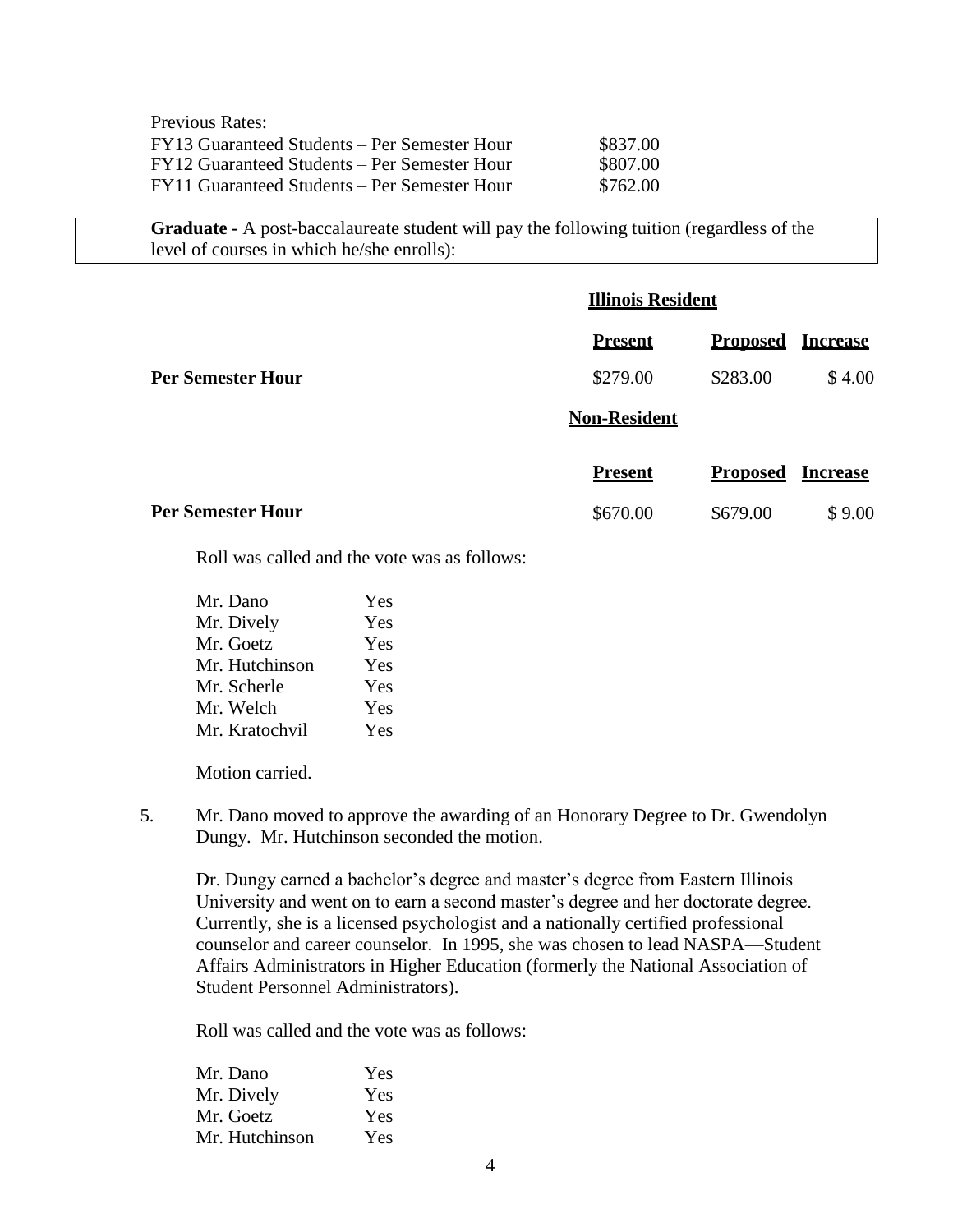Previous Rates:

| | |
|---|---|
| FY13 Guaranteed Students – Per Semester Hour | $837.00 |
| FY12 Guaranteed Students – Per Semester Hour | $807.00 |
| FY11 Guaranteed Students – Per Semester Hour | $762.00 |

**Graduate -** A post-baccalaureate student will pay the following tuition (regardless of the level of courses in which he/she enrolls):

| | **Illinois Resident** | | |
|---|---|---|---|
| | **Present** | **Proposed** | **Increase** |
| **Per Semester Hour** | $279.00 | $283.00 | $ 4.00 |
| | **Non-Resident** | | |
| | **Present** | **Proposed** | **Increase** |
| **Per Semester Hour** | $670.00 | $679.00 | $ 9.00 |

Roll was called and the vote was as follows:

| | |
|---|---|
| Mr. Dano | Yes |
| Mr. Dively | Yes |
| Mr. Goetz | Yes |
| Mr. Hutchinson | Yes |
| Mr. Scherle | Yes |
| Mr. Welch | Yes |
| Mr. Kratochvil | Yes |

Motion carried.

5. Mr. Dano moved to approve the awarding of an Honorary Degree to Dr. Gwendolyn Dungy. Mr. Hutchinson seconded the motion.

   Dr. Dungy earned a bachelor's degree and master's degree from Eastern Illinois University and went on to earn a second master's degree and her doctorate degree. Currently, she is a licensed psychologist and a nationally certified professional counselor and career counselor. In 1995, she was chosen to lead NASPA—Student Affairs Administrators in Higher Education (formerly the National Association of Student Personnel Administrators).

   Roll was called and the vote was as follows:

| | |
|---|---|
| Mr. Dano | Yes |
| Mr. Dively | Yes |
| Mr. Goetz | Yes |
| Mr. Hutchinson | Yes |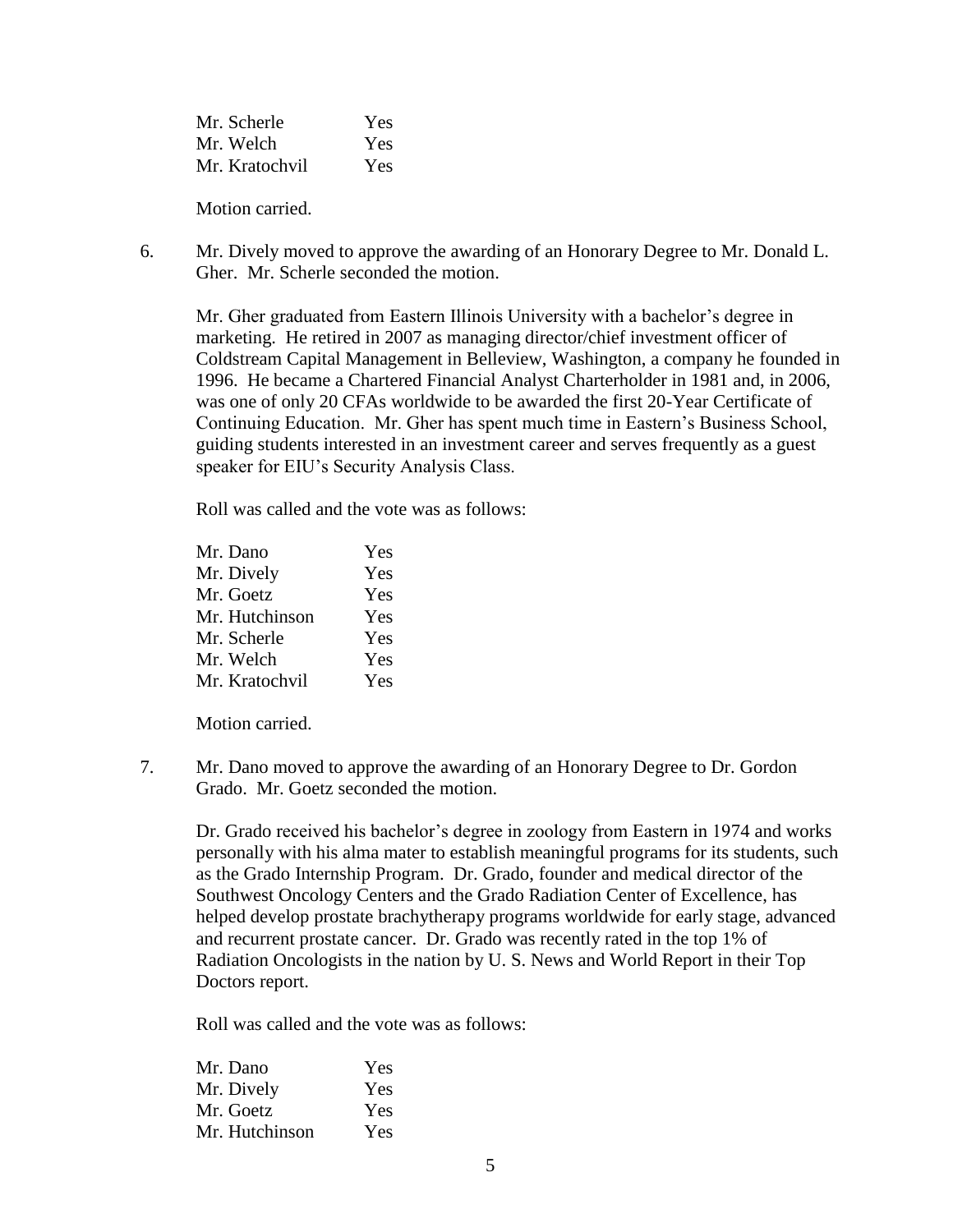| | |
|---|---|
| Mr. Scherle | Yes |
| Mr. Welch | Yes |
| Mr. Kratochvil | Yes |

Motion carried.

6. Mr. Dively moved to approve the awarding of an Honorary Degree to Mr. Donald L. Gher. Mr. Scherle seconded the motion.

   Mr. Gher graduated from Eastern Illinois University with a bachelor's degree in marketing. He retired in 2007 as managing director/chief investment officer of Coldstream Capital Management in Belleview, Washington, a company he founded in 1996. He became a Chartered Financial Analyst Charterholder in 1981 and, in 2006, was one of only 20 CFAs worldwide to be awarded the first 20-Year Certificate of Continuing Education. Mr. Gher has spent much time in Eastern's Business School, guiding students interested in an investment career and serves frequently as a guest speaker for EIU's Security Analysis Class.

   Roll was called and the vote was as follows:

| | |
|---|---|
| Mr. Dano | Yes |
| Mr. Dively | Yes |
| Mr. Goetz | Yes |
| Mr. Hutchinson | Yes |
| Mr. Scherle | Yes |
| Mr. Welch | Yes |
| Mr. Kratochvil | Yes |

   Motion carried.

7. Mr. Dano moved to approve the awarding of an Honorary Degree to Dr. Gordon Grado. Mr. Goetz seconded the motion.

   Dr. Grado received his bachelor's degree in zoology from Eastern in 1974 and works personally with his alma mater to establish meaningful programs for its students, such as the Grado Internship Program. Dr. Grado, founder and medical director of the Southwest Oncology Centers and the Grado Radiation Center of Excellence, has helped develop prostate brachytherapy programs worldwide for early stage, advanced and recurrent prostate cancer. Dr. Grado was recently rated in the top 1% of Radiation Oncologists in the nation by U. S. News and World Report in their Top Doctors report.

   Roll was called and the vote was as follows:

| | |
|---|---|
| Mr. Dano | Yes |
| Mr. Dively | Yes |
| Mr. Goetz | Yes |
| Mr. Hutchinson | Yes |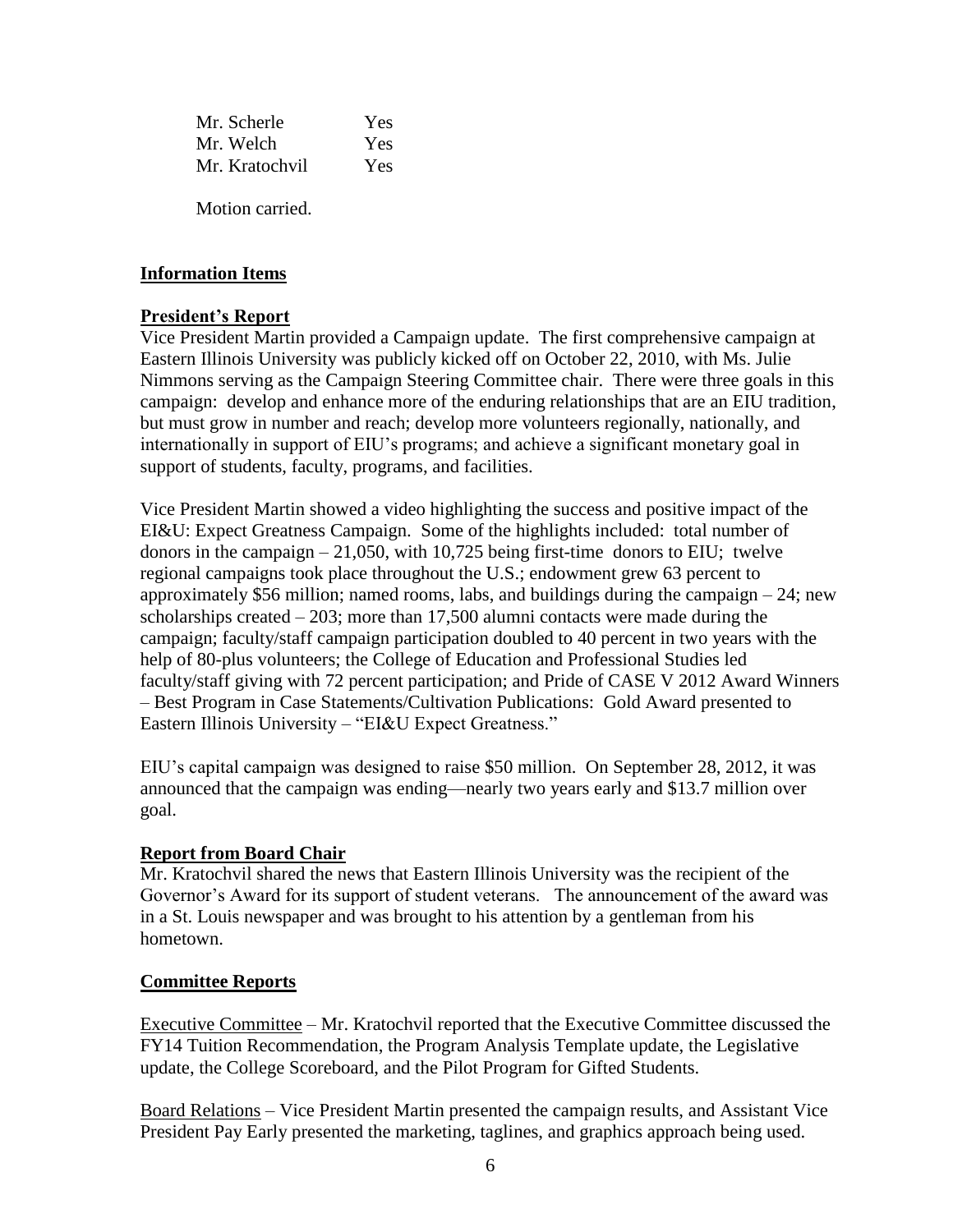| | |
|---|---|
| Mr. Scherle | Yes |
| Mr. Welch | Yes |
| Mr. Kratochvil | Yes |

Motion carried.

**Information Items**

**President's Report**

Vice President Martin provided a Campaign update. The first comprehensive campaign at Eastern Illinois University was publicly kicked off on October 22, 2010, with Ms. Julie Nimmons serving as the Campaign Steering Committee chair. There were three goals in this campaign: develop and enhance more of the enduring relationships that are an EIU tradition, but must grow in number and reach; develop more volunteers regionally, nationally, and internationally in support of EIU's programs; and achieve a significant monetary goal in support of students, faculty, programs, and facilities.

Vice President Martin showed a video highlighting the success and positive impact of the EI&U: Expect Greatness Campaign. Some of the highlights included: total number of donors in the campaign – 21,050, with 10,725 being first-time donors to EIU; twelve regional campaigns took place throughout the U.S.; endowment grew 63 percent to approximately $56 million; named rooms, labs, and buildings during the campaign – 24; new scholarships created – 203; more than 17,500 alumni contacts were made during the campaign; faculty/staff campaign participation doubled to 40 percent in two years with the help of 80-plus volunteers; the College of Education and Professional Studies led faculty/staff giving with 72 percent participation; and Pride of CASE V 2012 Award Winners – Best Program in Case Statements/Cultivation Publications: Gold Award presented to Eastern Illinois University – "EI&U Expect Greatness."

EIU's capital campaign was designed to raise $50 million. On September 28, 2012, it was announced that the campaign was ending—nearly two years early and $13.7 million over goal.

**Report from Board Chair**

Mr. Kratochvil shared the news that Eastern Illinois University was the recipient of the Governor's Award for its support of student veterans. The announcement of the award was in a St. Louis newspaper and was brought to his attention by a gentleman from his hometown.

**Committee Reports**

Executive Committee – Mr. Kratochvil reported that the Executive Committee discussed the FY14 Tuition Recommendation, the Program Analysis Template update, the Legislative update, the College Scoreboard, and the Pilot Program for Gifted Students.

Board Relations – Vice President Martin presented the campaign results, and Assistant Vice President Pay Early presented the marketing, taglines, and graphics approach being used.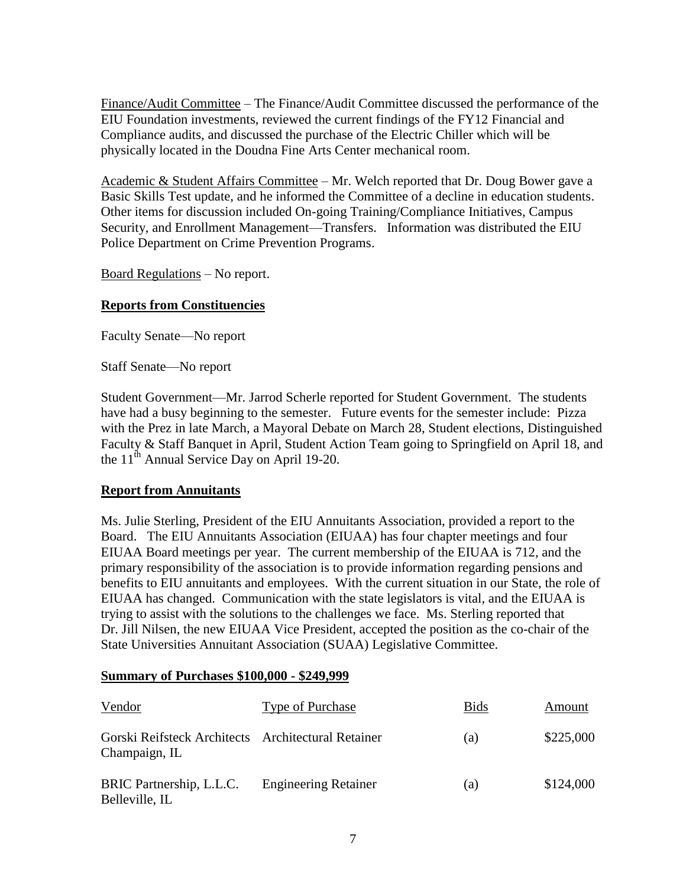Finance/Audit Committee – The Finance/Audit Committee discussed the performance of the EIU Foundation investments, reviewed the current findings of the FY12 Financial and Compliance audits, and discussed the purchase of the Electric Chiller which will be physically located in the Doudna Fine Arts Center mechanical room.

Academic & Student Affairs Committee – Mr. Welch reported that Dr. Doug Bower gave a Basic Skills Test update, and he informed the Committee of a decline in education students. Other items for discussion included On-going Training/Compliance Initiatives, Campus Security, and Enrollment Management—Transfers. Information was distributed the EIU Police Department on Crime Prevention Programs.

Board Regulations – No report.

**Reports from Constituencies**

Faculty Senate—No report

Staff Senate—No report

Student Government—Mr. Jarrod Scherle reported for Student Government. The students have had a busy beginning to the semester. Future events for the semester include: Pizza with the Prez in late March, a Mayoral Debate on March 28, Student elections, Distinguished Faculty & Staff Banquet in April, Student Action Team going to Springfield on April 18, and the 11th Annual Service Day on April 19-20.

**Report from Annuitants**

Ms. Julie Sterling, President of the EIU Annuitants Association, provided a report to the Board. The EIU Annuitants Association (EIUAA) has four chapter meetings and four EIUAA Board meetings per year. The current membership of the EIUAA is 712, and the primary responsibility of the association is to provide information regarding pensions and benefits to EIU annuitants and employees. With the current situation in our State, the role of EIUAA has changed. Communication with the state legislators is vital, and the EIUAA is trying to assist with the solutions to the challenges we face. Ms. Sterling reported that Dr. Jill Nilsen, the new EIUAA Vice President, accepted the position as the co-chair of the State Universities Annuitant Association (SUAA) Legislative Committee.

**Summary of Purchases $100,000 - $249,999**

| Vendor | Type of Purchase | Bids | Amount |
|---|---|---|---|
| Gorski Reifsteck Architects Champaign, IL | Architectural Retainer | (a) | $225,000 |
| BRIC Partnership, L.L.C. Belleville, IL | Engineering Retainer | (a) | $124,000 |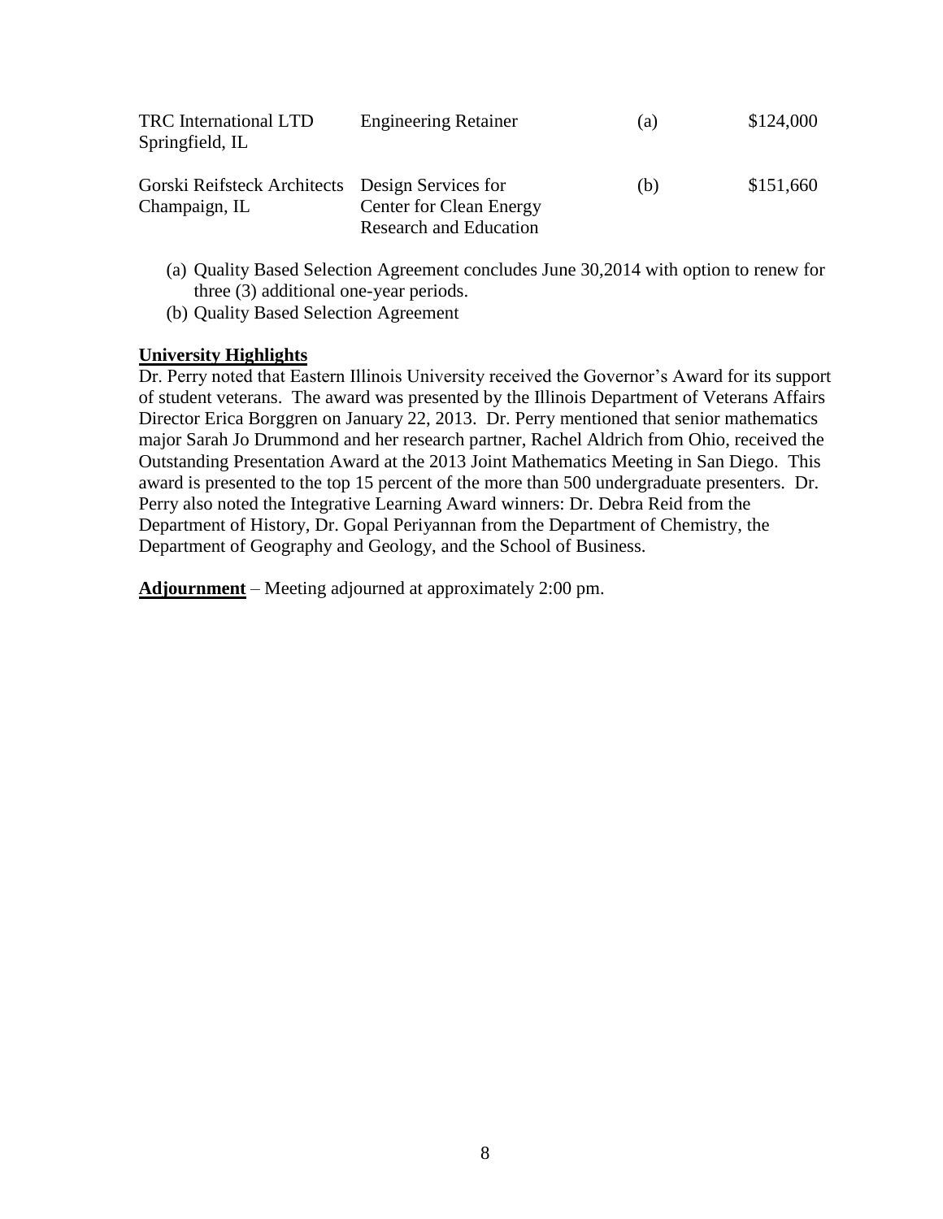| | | | |
|---|---|---|---|
| TRC International LTD<br>Springfield, IL | Engineering Retainer | (a) | \$124,000 |
| Gorski Reifsteck Architects<br>Champaign, IL | Design Services for<br>Center for Clean Energy<br>Research and Education | (b) | \$151,660 |

(a) Quality Based Selection Agreement concludes June 30,2014 with option to renew for three (3) additional one-year periods.
(b) Quality Based Selection Agreement

**University Highlights**

Dr. Perry noted that Eastern Illinois University received the Governor's Award for its support of student veterans. The award was presented by the Illinois Department of Veterans Affairs Director Erica Borggren on January 22, 2013. Dr. Perry mentioned that senior mathematics major Sarah Jo Drummond and her research partner, Rachel Aldrich from Ohio, received the Outstanding Presentation Award at the 2013 Joint Mathematics Meeting in San Diego. This award is presented to the top 15 percent of the more than 500 undergraduate presenters. Dr. Perry also noted the Integrative Learning Award winners: Dr. Debra Reid from the Department of History, Dr. Gopal Periyannan from the Department of Chemistry, the Department of Geography and Geology, and the School of Business.

**Adjournment** – Meeting adjourned at approximately 2:00 pm.